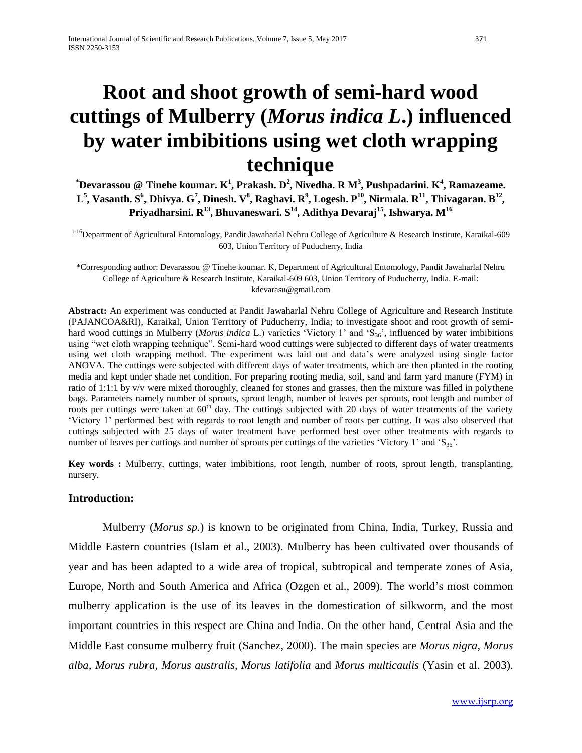# Root and shoot growth of semi-hard wood cuttings of Mulberry (*Morus indica L.*) influenced by water imbibitions using wet cloth wrapping technique

**\*Devarassou @ Tinehe koumar. K[1], Prakash. D[2], Nivedha. R M[3], Pushpadarini. K[4], Ramazeame. L[5], Vasanth. S[6], Dhivya. G[7], Dinesh. V[8], Raghavi. R[9], Logesh. P[10], Nirmala. R[11], Thivagaran. B[12], Priyadharsini. R[13], Bhuvaneswari. S[14], Adithya Devaraj[15], Ishwarya. M[16]**

[1-16]Department of Agricultural Entomology, Pandit Jawaharlal Nehru College of Agriculture & Research Institute, Karaikal-609 603, Union Territory of Puducherry, India

\*Corresponding author: Devarassou @ Tinehe koumar. K, Department of Agricultural Entomology, Pandit Jawaharlal Nehru College of Agriculture & Research Institute, Karaikal-609 603, Union Territory of Puducherry, India. E-mail: kdevarasu@gmail.com

**Abstract:** An experiment was conducted at Pandit Jawaharlal Nehru College of Agriculture and Research Institute (PAJANCOA&RI), Karaikal, Union Territory of Puducherry, India; to investigate shoot and root growth of semi-hard wood cuttings in Mulberry (*Morus indica* L.) varieties 'Victory 1' and '$S_{36}$', influenced by water imbibitions using "wet cloth wrapping technique". Semi-hard wood cuttings were subjected to different days of water treatments using wet cloth wrapping method. The experiment was laid out and data's were analyzed using single factor ANOVA. The cuttings were subjected with different days of water treatments, which are then planted in the rooting media and kept under shade net condition. For preparing rooting media, soil, sand and farm yard manure (FYM) in ratio of 1:1:1 by v/v were mixed thoroughly, cleaned for stones and grasses, then the mixture was filled in polythene bags. Parameters namely number of sprouts, sprout length, number of leaves per sprouts, root length and number of roots per cuttings were taken at $60^{th}$ day. The cuttings subjected with 20 days of water treatments of the variety 'Victory 1' performed best with regards to root length and number of roots per cutting. It was also observed that cuttings subjected with 25 days of water treatment have performed best over other treatments with regards to number of leaves per cuttings and number of sprouts per cuttings of the varieties 'Victory 1' and '$S_{36}$'.

**Key words :** Mulberry, cuttings, water imbibitions, root length, number of roots, sprout length, transplanting, nursery.

## Introduction:

Mulberry (*Morus sp.*) is known to be originated from China, India, Turkey, Russia and Middle Eastern countries (Islam et al., 2003). Mulberry has been cultivated over thousands of year and has been adapted to a wide area of tropical, subtropical and temperate zones of Asia, Europe, North and South America and Africa (Ozgen et al., 2009). The world's most common mulberry application is the use of its leaves in the domestication of silkworm, and the most important countries in this respect are China and India. On the other hand, Central Asia and the Middle East consume mulberry fruit (Sanchez, 2000). The main species are *Morus nigra*, *Morus alba*, *Morus rubra*, *Morus australis*, *Morus latifolia* and *Morus multicaulis* (Yasin et al. 2003).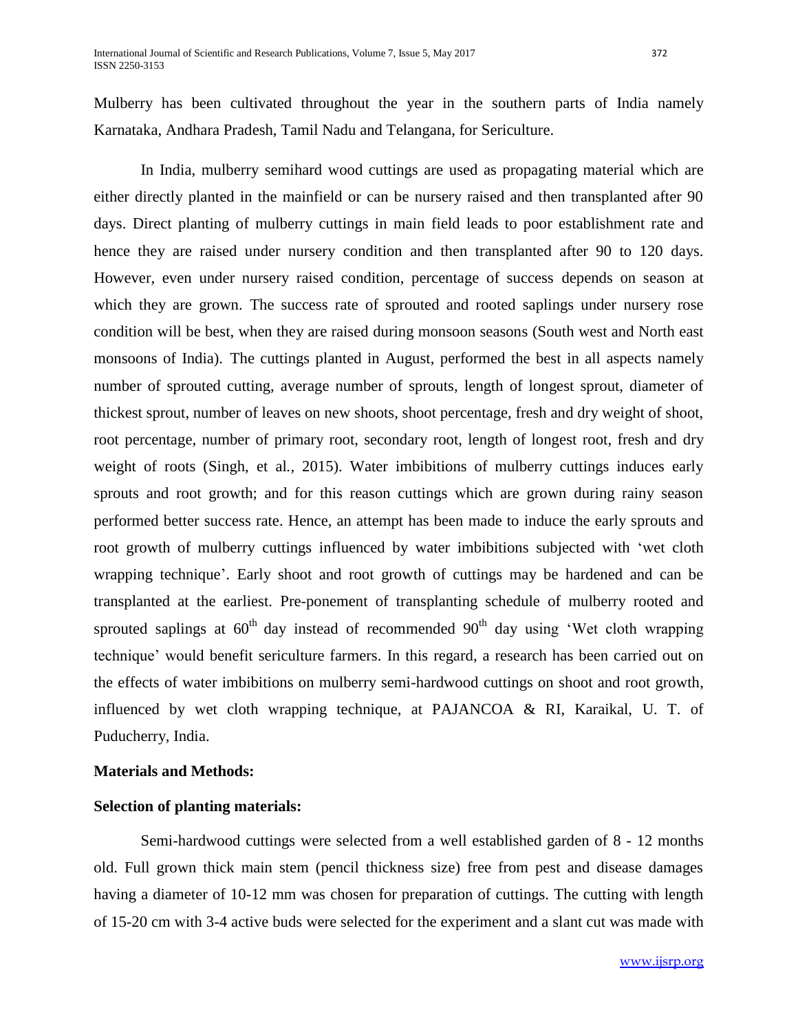Mulberry has been cultivated throughout the year in the southern parts of India namely Karnataka, Andhara Pradesh, Tamil Nadu and Telangana, for Sericulture.

In India, mulberry semihard wood cuttings are used as propagating material which are either directly planted in the mainfield or can be nursery raised and then transplanted after 90 days. Direct planting of mulberry cuttings in main field leads to poor establishment rate and hence they are raised under nursery condition and then transplanted after 90 to 120 days. However, even under nursery raised condition, percentage of success depends on season at which they are grown. The success rate of sprouted and rooted saplings under nursery rose condition will be best, when they are raised during monsoon seasons (South west and North east monsoons of India). The cuttings planted in August, performed the best in all aspects namely number of sprouted cutting, average number of sprouts, length of longest sprout, diameter of thickest sprout, number of leaves on new shoots, shoot percentage, fresh and dry weight of shoot, root percentage, number of primary root, secondary root, length of longest root, fresh and dry weight of roots (Singh, et al*.*, 2015). Water imbibitions of mulberry cuttings induces early sprouts and root growth; and for this reason cuttings which are grown during rainy season performed better success rate. Hence, an attempt has been made to induce the early sprouts and root growth of mulberry cuttings influenced by water imbibitions subjected with 'wet cloth wrapping technique'. Early shoot and root growth of cuttings may be hardened and can be transplanted at the earliest. Pre-ponement of transplanting schedule of mulberry rooted and sprouted saplings at 60$^{th}$ day instead of recommended 90$^{th}$ day using 'Wet cloth wrapping technique' would benefit sericulture farmers. In this regard, a research has been carried out on the effects of water imbibitions on mulberry semi-hardwood cuttings on shoot and root growth, influenced by wet cloth wrapping technique, at PAJANCOA & RI, Karaikal, U. T. of Puducherry, India.

**Materials and Methods:**

**Selection of planting materials:**

Semi-hardwood cuttings were selected from a well established garden of 8 - 12 months old. Full grown thick main stem (pencil thickness size) free from pest and disease damages having a diameter of 10-12 mm was chosen for preparation of cuttings. The cutting with length of 15-20 cm with 3-4 active buds were selected for the experiment and a slant cut was made with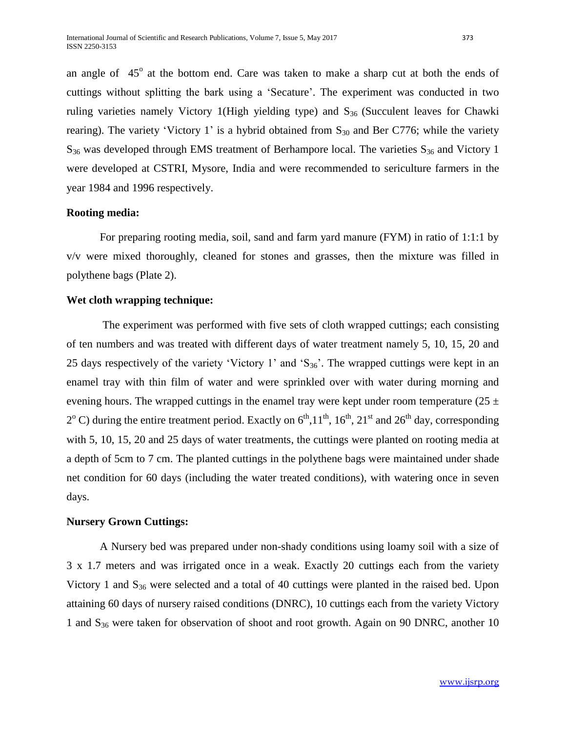an angle of $45^o$ at the bottom end. Care was taken to make a sharp cut at both the ends of cuttings without splitting the bark using a 'Secature'. The experiment was conducted in two ruling varieties namely Victory 1(High yielding type) and $S_{36}$ (Succulent leaves for Chawki rearing). The variety 'Victory 1' is a hybrid obtained from $S_{30}$ and Ber C776; while the variety $S_{36}$ was developed through EMS treatment of Berhampore local. The varieties $S_{36}$ and Victory 1 were developed at CSTRI, Mysore, India and were recommended to sericulture farmers in the year 1984 and 1996 respectively.

**Rooting media:**

For preparing rooting media, soil, sand and farm yard manure (FYM) in ratio of 1:1:1 by v/v were mixed thoroughly, cleaned for stones and grasses, then the mixture was filled in polythene bags (Plate 2).

**Wet cloth wrapping technique:**

The experiment was performed with five sets of cloth wrapped cuttings; each consisting of ten numbers and was treated with different days of water treatment namely 5, 10, 15, 20 and 25 days respectively of the variety 'Victory 1' and '$S_{36}$'. The wrapped cuttings were kept in an enamel tray with thin film of water and were sprinkled over with water during morning and evening hours. The wrapped cuttings in the enamel tray were kept under room temperature ($25 \pm 2^o$ C) during the entire treatment period. Exactly on $6^{th}$, $11^{th}$, $16^{th}$, $21^{st}$ and $26^{th}$ day, corresponding with 5, 10, 15, 20 and 25 days of water treatments, the cuttings were planted on rooting media at a depth of 5cm to 7 cm. The planted cuttings in the polythene bags were maintained under shade net condition for 60 days (including the water treated conditions), with watering once in seven days.

**Nursery Grown Cuttings:**

A Nursery bed was prepared under non-shady conditions using loamy soil with a size of 3 x 1.7 meters and was irrigated once in a weak. Exactly 20 cuttings each from the variety Victory 1 and $S_{36}$ were selected and a total of 40 cuttings were planted in the raised bed. Upon attaining 60 days of nursery raised conditions (DNRC), 10 cuttings each from the variety Victory 1 and $S_{36}$ were taken for observation of shoot and root growth. Again on 90 DNRC, another 10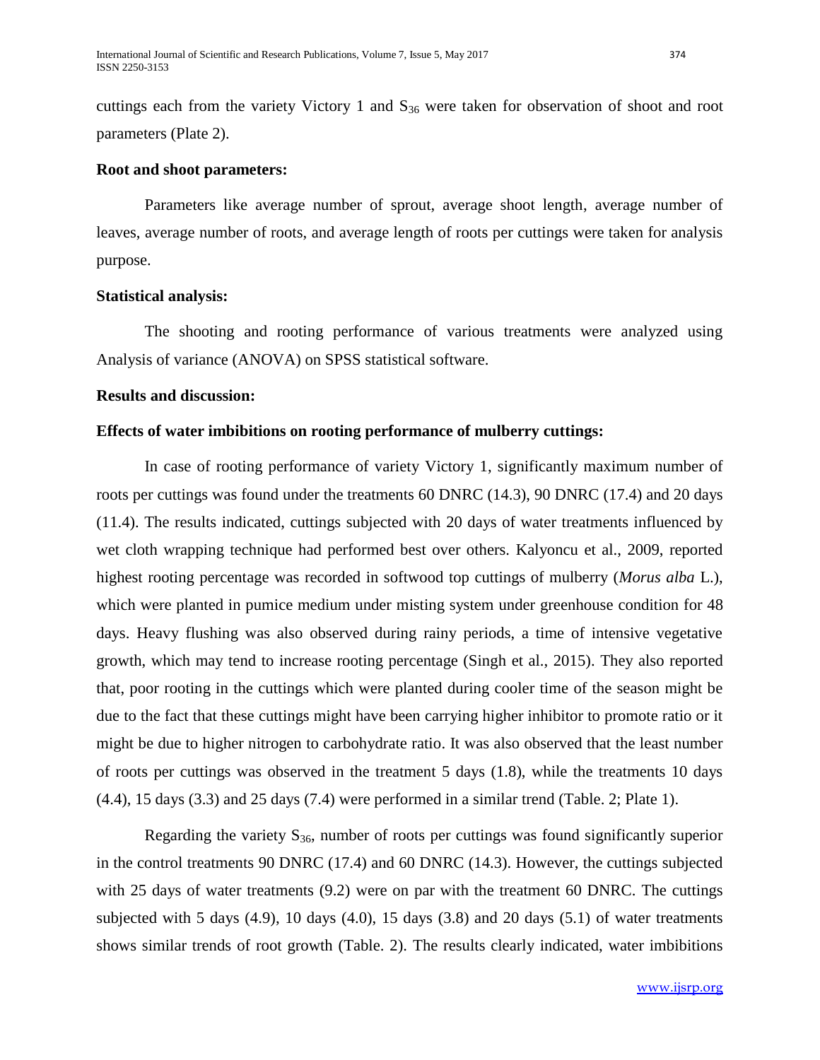cuttings each from the variety Victory 1 and $S_{36}$ were taken for observation of shoot and root parameters (Plate 2).

**Root and shoot parameters:**

Parameters like average number of sprout, average shoot length, average number of leaves, average number of roots, and average length of roots per cuttings were taken for analysis purpose.

**Statistical analysis:**

The shooting and rooting performance of various treatments were analyzed using Analysis of variance (ANOVA) on SPSS statistical software.

**Results and discussion:**

**Effects of water imbibitions on rooting performance of mulberry cuttings:**

In case of rooting performance of variety Victory 1, significantly maximum number of roots per cuttings was found under the treatments 60 DNRC (14.3), 90 DNRC (17.4) and 20 days (11.4). The results indicated, cuttings subjected with 20 days of water treatments influenced by wet cloth wrapping technique had performed best over others. Kalyoncu et al., 2009, reported highest rooting percentage was recorded in softwood top cuttings of mulberry (*Morus alba* L.), which were planted in pumice medium under misting system under greenhouse condition for 48 days. Heavy flushing was also observed during rainy periods, a time of intensive vegetative growth, which may tend to increase rooting percentage (Singh et al., 2015). They also reported that, poor rooting in the cuttings which were planted during cooler time of the season might be due to the fact that these cuttings might have been carrying higher inhibitor to promote ratio or it might be due to higher nitrogen to carbohydrate ratio. It was also observed that the least number of roots per cuttings was observed in the treatment 5 days (1.8), while the treatments 10 days (4.4), 15 days (3.3) and 25 days (7.4) were performed in a similar trend (Table. 2; Plate 1).

Regarding the variety $S_{36}$, number of roots per cuttings was found significantly superior in the control treatments 90 DNRC (17.4) and 60 DNRC (14.3). However, the cuttings subjected with 25 days of water treatments (9.2) were on par with the treatment 60 DNRC. The cuttings subjected with 5 days (4.9), 10 days (4.0), 15 days (3.8) and 20 days (5.1) of water treatments shows similar trends of root growth (Table. 2). The results clearly indicated, water imbibitions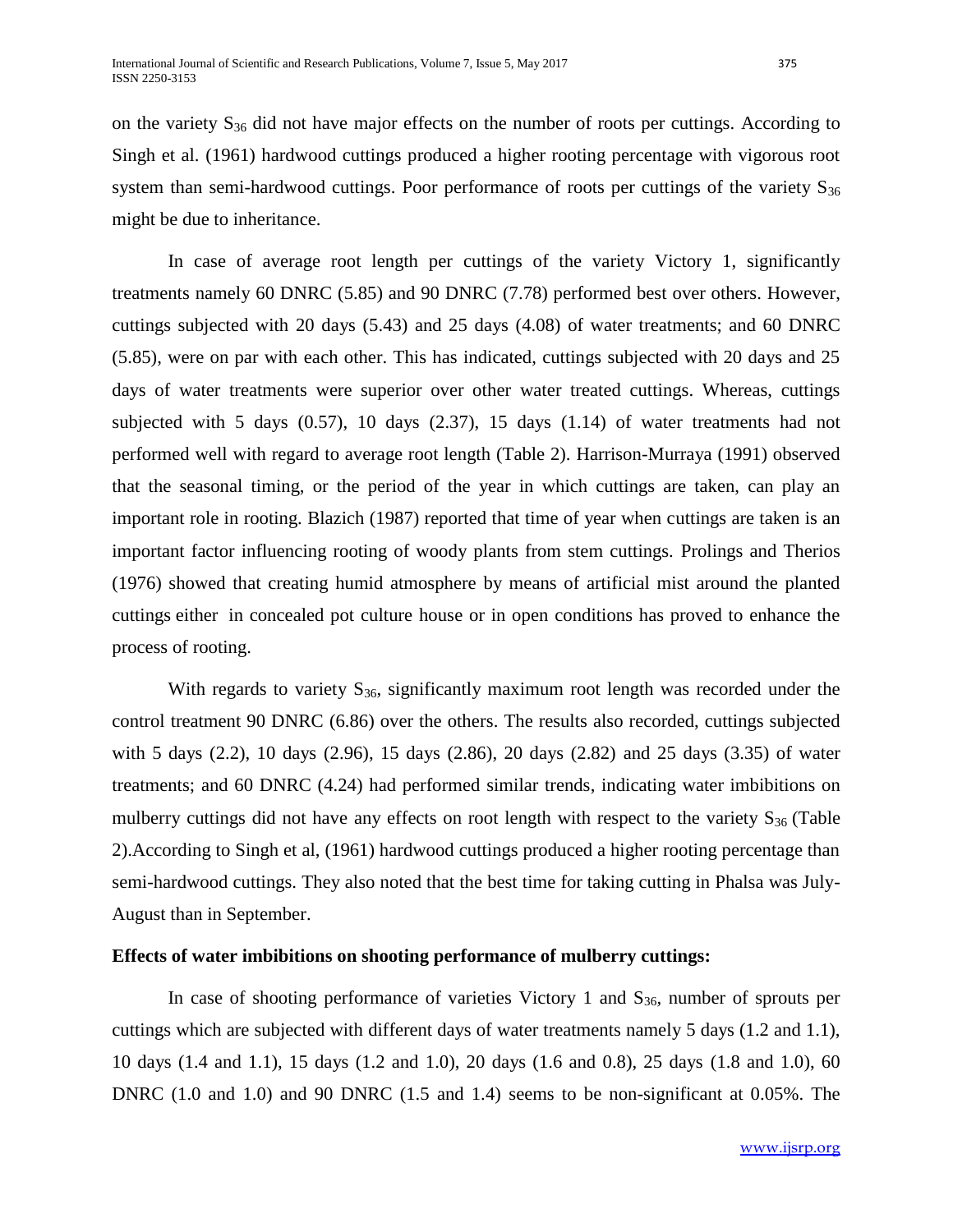on the variety $S_{36}$ did not have major effects on the number of roots per cuttings. According to Singh et al. (1961) hardwood cuttings produced a higher rooting percentage with vigorous root system than semi-hardwood cuttings. Poor performance of roots per cuttings of the variety $S_{36}$ might be due to inheritance.

In case of average root length per cuttings of the variety Victory 1, significantly treatments namely 60 DNRC (5.85) and 90 DNRC (7.78) performed best over others. However, cuttings subjected with 20 days (5.43) and 25 days (4.08) of water treatments; and 60 DNRC (5.85), were on par with each other. This has indicated, cuttings subjected with 20 days and 25 days of water treatments were superior over other water treated cuttings. Whereas, cuttings subjected with 5 days (0.57), 10 days (2.37), 15 days (1.14) of water treatments had not performed well with regard to average root length (Table 2). Harrison-Murraya (1991) observed that the seasonal timing, or the period of the year in which cuttings are taken, can play an important role in rooting. Blazich (1987) reported that time of year when cuttings are taken is an important factor influencing rooting of woody plants from stem cuttings. Prolings and Therios (1976) showed that creating humid atmosphere by means of artificial mist around the planted cuttings either in concealed pot culture house or in open conditions has proved to enhance the process of rooting.

With regards to variety $S_{36}$, significantly maximum root length was recorded under the control treatment 90 DNRC (6.86) over the others. The results also recorded, cuttings subjected with 5 days (2.2), 10 days (2.96), 15 days (2.86), 20 days (2.82) and 25 days (3.35) of water treatments; and 60 DNRC (4.24) had performed similar trends, indicating water imbibitions on mulberry cuttings did not have any effects on root length with respect to the variety $S_{36}$ (Table 2).According to Singh et al, (1961) hardwood cuttings produced a higher rooting percentage than semi-hardwood cuttings. They also noted that the best time for taking cutting in Phalsa was July-August than in September.

**Effects of water imbibitions on shooting performance of mulberry cuttings:**

In case of shooting performance of varieties Victory 1 and $S_{36}$, number of sprouts per cuttings which are subjected with different days of water treatments namely 5 days (1.2 and 1.1), 10 days (1.4 and 1.1), 15 days (1.2 and 1.0), 20 days (1.6 and 0.8), 25 days (1.8 and 1.0), 60 DNRC (1.0 and 1.0) and 90 DNRC (1.5 and 1.4) seems to be non-significant at 0.05%. The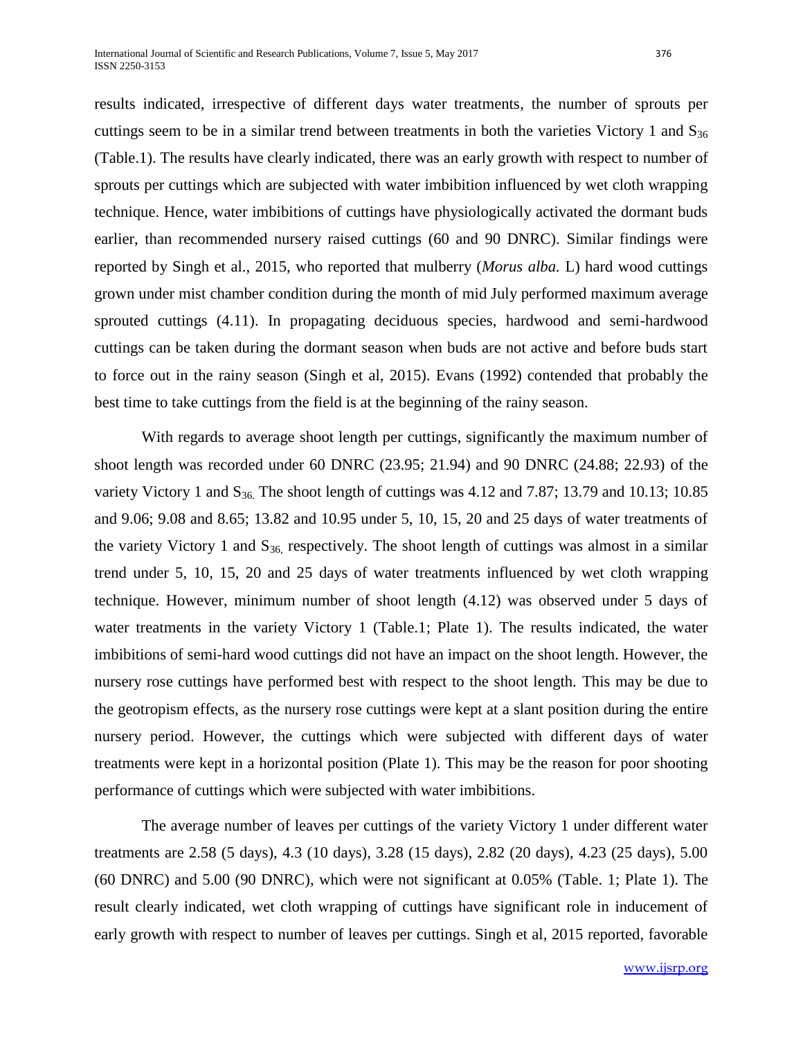results indicated, irrespective of different days water treatments, the number of sprouts per cuttings seem to be in a similar trend between treatments in both the varieties Victory 1 and $S_{36}$ (Table.1). The results have clearly indicated, there was an early growth with respect to number of sprouts per cuttings which are subjected with water imbibition influenced by wet cloth wrapping technique. Hence, water imbibitions of cuttings have physiologically activated the dormant buds earlier, than recommended nursery raised cuttings (60 and 90 DNRC). Similar findings were reported by Singh et al., 2015, who reported that mulberry (*Morus alba.* L) hard wood cuttings grown under mist chamber condition during the month of mid July performed maximum average sprouted cuttings (4.11). In propagating deciduous species, hardwood and semi-hardwood cuttings can be taken during the dormant season when buds are not active and before buds start to force out in the rainy season (Singh et al, 2015). Evans (1992) contended that probably the best time to take cuttings from the field is at the beginning of the rainy season.

With regards to average shoot length per cuttings, significantly the maximum number of shoot length was recorded under 60 DNRC (23.95; 21.94) and 90 DNRC (24.88; 22.93) of the variety Victory 1 and $S_{36.}$ The shoot length of cuttings was 4.12 and 7.87; 13.79 and 10.13; 10.85 and 9.06; 9.08 and 8.65; 13.82 and 10.95 under 5, 10, 15, 20 and 25 days of water treatments of the variety Victory 1 and $S_{36,}$ respectively. The shoot length of cuttings was almost in a similar trend under 5, 10, 15, 20 and 25 days of water treatments influenced by wet cloth wrapping technique. However, minimum number of shoot length (4.12) was observed under 5 days of water treatments in the variety Victory 1 (Table.1; Plate 1). The results indicated, the water imbibitions of semi-hard wood cuttings did not have an impact on the shoot length. However, the nursery rose cuttings have performed best with respect to the shoot length. This may be due to the geotropism effects, as the nursery rose cuttings were kept at a slant position during the entire nursery period. However, the cuttings which were subjected with different days of water treatments were kept in a horizontal position (Plate 1). This may be the reason for poor shooting performance of cuttings which were subjected with water imbibitions.

The average number of leaves per cuttings of the variety Victory 1 under different water treatments are 2.58 (5 days), 4.3 (10 days), 3.28 (15 days), 2.82 (20 days), 4.23 (25 days), 5.00 (60 DNRC) and 5.00 (90 DNRC), which were not significant at 0.05% (Table. 1; Plate 1). The result clearly indicated, wet cloth wrapping of cuttings have significant role in inducement of early growth with respect to number of leaves per cuttings. Singh et al, 2015 reported, favorable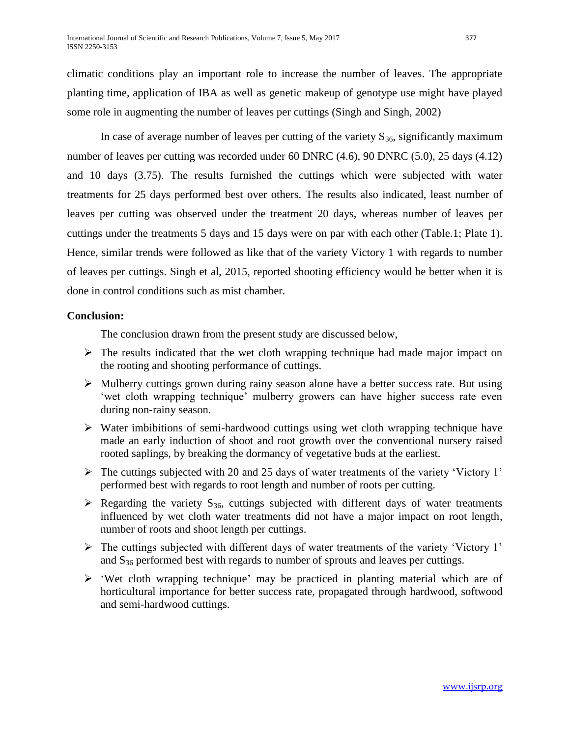climatic conditions play an important role to increase the number of leaves. The appropriate planting time, application of IBA as well as genetic makeup of genotype use might have played some role in augmenting the number of leaves per cuttings (Singh and Singh, 2002)

In case of average number of leaves per cutting of the variety $S_{36}$, significantly maximum number of leaves per cutting was recorded under 60 DNRC (4.6), 90 DNRC (5.0), 25 days (4.12) and 10 days (3.75). The results furnished the cuttings which were subjected with water treatments for 25 days performed best over others. The results also indicated, least number of leaves per cutting was observed under the treatment 20 days, whereas number of leaves per cuttings under the treatments 5 days and 15 days were on par with each other (Table.1; Plate 1). Hence, similar trends were followed as like that of the variety Victory 1 with regards to number of leaves per cuttings. Singh et al, 2015, reported shooting efficiency would be better when it is done in control conditions such as mist chamber.

**Conclusion:**

The conclusion drawn from the present study are discussed below,

- The results indicated that the wet cloth wrapping technique had made major impact on the rooting and shooting performance of cuttings.
- Mulberry cuttings grown during rainy season alone have a better success rate. But using 'wet cloth wrapping technique' mulberry growers can have higher success rate even during non-rainy season.
- Water imbibitions of semi-hardwood cuttings using wet cloth wrapping technique have made an early induction of shoot and root growth over the conventional nursery raised rooted saplings, by breaking the dormancy of vegetative buds at the earliest.
- The cuttings subjected with 20 and 25 days of water treatments of the variety 'Victory 1' performed best with regards to root length and number of roots per cutting.
- Regarding the variety $S_{36}$, cuttings subjected with different days of water treatments influenced by wet cloth water treatments did not have a major impact on root length, number of roots and shoot length per cuttings.
- The cuttings subjected with different days of water treatments of the variety 'Victory 1' and $S_{36}$ performed best with regards to number of sprouts and leaves per cuttings.
- 'Wet cloth wrapping technique' may be practiced in planting material which are of horticultural importance for better success rate, propagated through hardwood, softwood and semi-hardwood cuttings.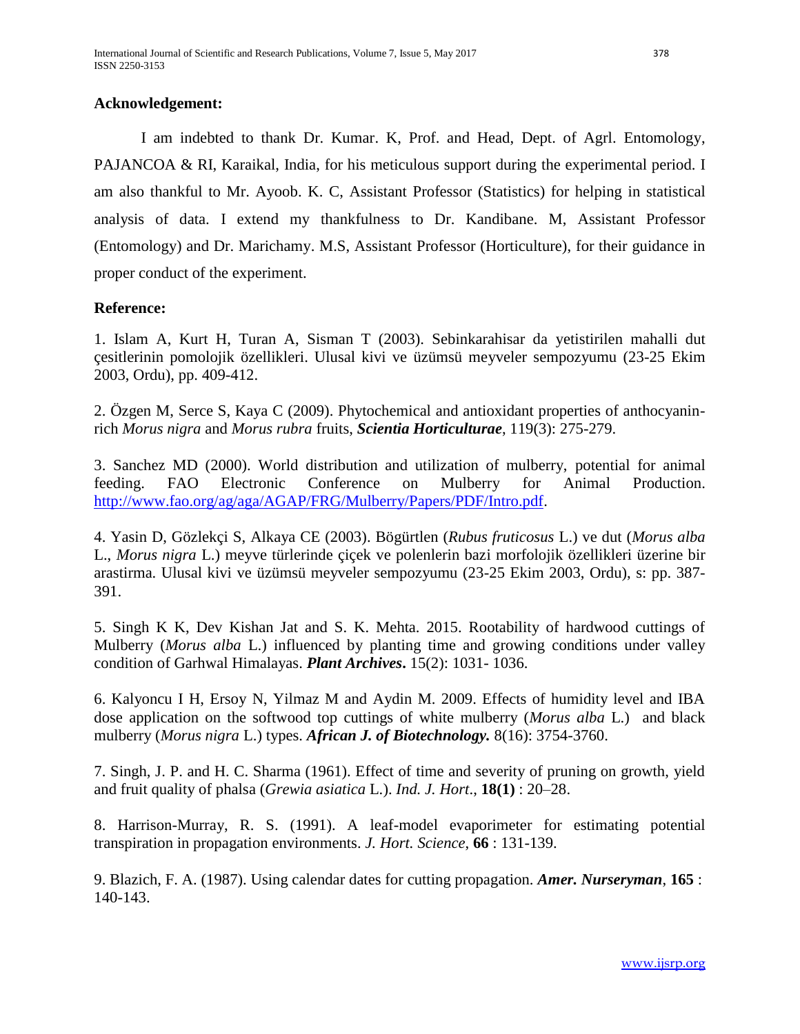**Acknowledgement:**

I am indebted to thank Dr. Kumar. K, Prof. and Head, Dept. of Agrl. Entomology, PAJANCOA & RI, Karaikal, India, for his meticulous support during the experimental period. I am also thankful to Mr. Ayoob. K. C, Assistant Professor (Statistics) for helping in statistical analysis of data. I extend my thankfulness to Dr. Kandibane. M, Assistant Professor (Entomology) and Dr. Marichamy. M.S, Assistant Professor (Horticulture), for their guidance in proper conduct of the experiment.

**Reference:**

1. Islam A, Kurt H, Turan A, Sisman T (2003). Sebinkarahisar da yetistirilen mahalli dut çesitlerinin pomolojik özellikleri. Ulusal kivi ve üzümsü meyveler sempozyumu (23-25 Ekim 2003, Ordu), pp. 409-412.

2. Özgen M, Serce S, Kaya C (2009). Phytochemical and antioxidant properties of anthocyanin-rich *Morus nigra* and *Morus rubra* fruits, ***Scientia Horticulturae***, 119(3): 275-279.

3. Sanchez MD (2000). World distribution and utilization of mulberry, potential for animal feeding. FAO Electronic Conference on Mulberry for Animal Production. http://www.fao.org/ag/aga/AGAP/FRG/Mulberry/Papers/PDF/Intro.pdf.

4. Yasin D, Gözlekçi S, Alkaya CE (2003). Bögürtlen (*Rubus fruticosus* L.) ve dut (*Morus alba* L., *Morus nigra* L.) meyve türlerinde çiçek ve polenlerin bazi morfolojik özellikleri üzerine bir arastirma. Ulusal kivi ve üzümsü meyveler sempozyumu (23-25 Ekim 2003, Ordu), s: pp. 387-391.

5. Singh K K, Dev Kishan Jat and S. K. Mehta. 2015. Rootability of hardwood cuttings of Mulberry (*Morus alba* L.) influenced by planting time and growing conditions under valley condition of Garhwal Himalayas. ***Plant Archives*****.** 15(2): 1031- 1036.

6. Kalyoncu I H, Ersoy N, Yilmaz M and Aydin M. 2009. Effects of humidity level and IBA dose application on the softwood top cuttings of white mulberry (*Morus alba* L.) and black mulberry (*Morus nigra* L.) types. ***African J. of Biotechnology.*** 8(16): 3754-3760.

7. Singh, J. P. and H. C. Sharma (1961). Effect of time and severity of pruning on growth, yield and fruit quality of phalsa (*Grewia asiatica* L.). *Ind. J. Hort*., **18(1)** : 20–28.

8. Harrison-Murray, R. S. (1991). A leaf-model evaporimeter for estimating potential transpiration in propagation environments. *J. Hort. Science*, **66** : 131-139.

9. Blazich, F. A. (1987). Using calendar dates for cutting propagation. ***Amer. Nurseryman***, **165** : 140-143.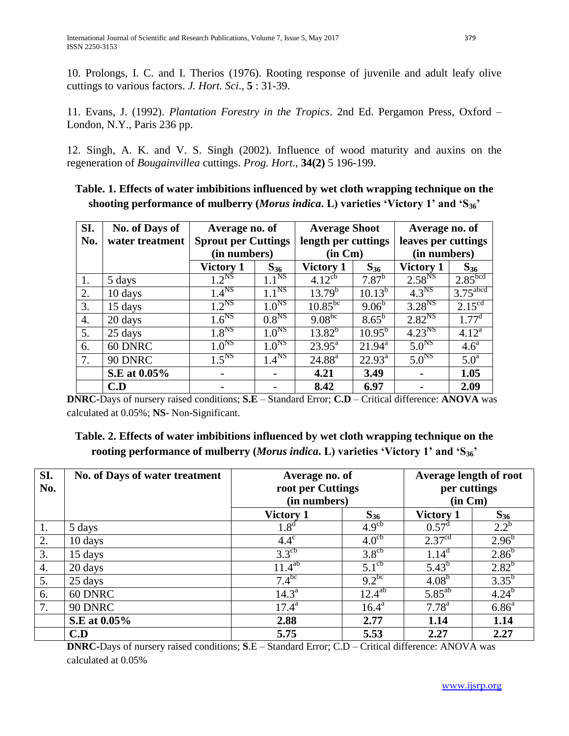10. Prolongs, I. C. and I. Therios (1976). Rooting response of juvenile and adult leafy olive cuttings to various factors. *J. Hort. Sci*., **5** : 31-39.

11. Evans, J. (1992). *Plantation Forestry in the Tropics*. 2nd Ed. Pergamon Press, Oxford – London, N.Y., Paris 236 pp.

12. Singh, A. K. and V. S. Singh (2002). Influence of wood maturity and auxins on the regeneration of *Bougainvillea* cuttings. *Prog. Hort*., **34(2)** 5 196-199.

**Table. 1. Effects of water imbibitions influenced by wet cloth wrapping technique on the shooting performance of mulberry (*Morus indica*. L) varieties 'Victory 1' and '$S_{36}$'**

| SI. No. | No. of Days of water treatment | Average no. of Sprout per Cuttings (in numbers) | | Average Shoot length per cuttings (in Cm) | | Average no. of leaves per cuttings (in numbers) | |
|---|---|---|---|---|---|---|---|
| | | **Victory 1** | **$S_{36}$** | **Victory 1** | **$S_{36}$** | **Victory 1** | **$S_{36}$** |
| 1. | 5 days | $1.2^{NS}$ | $1.1^{NS}$ | $4.12^{cb}$ | $7.87^{b}$ | $2.58^{NS}$ | $2.85^{bcd}$ |
| 2. | 10 days | $1.4^{NS}$ | $1.1^{NS}$ | $13.79^{b}$ | $10.13^{b}$ | $4.3^{NS}$ | $3.75^{abcd}$ |
| 3. | 15 days | $1.2^{NS}$ | $1.0^{NS}$ | $10.85^{bc}$ | $9.06^{b}$ | $3.28^{NS}$ | $2.15^{cd}$ |
| 4. | 20 days | $1.6^{NS}$ | $0.8^{NS}$ | $9.08^{bc}$ | $8.65^{b}$ | $2.82^{NS}$ | $1.77^{d}$ |
| 5. | 25 days | $1.8^{NS}$ | $1.0^{NS}$ | $13.82^{b}$ | $10.95^{b}$ | $4.23^{NS}$ | $4.12^{a}$ |
| 6. | 60 DNRC | $1.0^{NS}$ | $1.0^{NS}$ | $23.95^{a}$ | $21.94^{a}$ | $5.0^{NS}$ | $4.6^{a}$ |
| 7. | 90 DNRC | $1.5^{NS}$ | $1.4^{NS}$ | $24.88^{a}$ | $22.93^{a}$ | $5.0^{NS}$ | $5.0^{a}$ |
| | **S.E at 0.05%** | - | - | **4.21** | **3.49** | - | **1.05** |
| | **C.D** | - | - | **8.42** | **6.97** | - | **2.09** |

**DNRC**-Days of nursery raised conditions; **S.E** – Standard Error; **C.D** – Critical difference: **ANOVA** was calculated at 0.05%; **NS**- Non-Significant.

**Table. 2. Effects of water imbibitions influenced by wet cloth wrapping technique on the rooting performance of mulberry (*Morus indica*. L) varieties 'Victory 1' and '$S_{36}$'**

| SI. No. | No. of Days of water treatment | Average no. of root per Cuttings (in numbers) | | Average length of root per cuttings (in Cm) | |
|---|---|---|---|---|---|
| | | **Victory 1** | **$S_{36}$** | **Victory 1** | **$S_{36}$** |
| 1. | 5 days | $1.8^{d}$ | $4.9^{cb}$ | $0.57^{d}$ | $2.2^{b}$ |
| 2. | 10 days | $4.4^{c}$ | $4.0^{cb}$ | $2.37^{cd}$ | $2.96^{b}$ |
| 3. | 15 days | $3.3^{cb}$ | $3.8^{cb}$ | $1.14^{d}$ | $2.86^{b}$ |
| 4. | 20 days | $11.4^{ab}$ | $5.1^{cb}$ | $5.43^{b}$ | $2.82^{b}$ |
| 5. | 25 days | $7.4^{bc}$ | $9.2^{bc}$ | $4.08^{b}$ | $3.35^{b}$ |
| 6. | 60 DNRC | $14.3^{a}$ | $12.4^{ab}$ | $5.85^{ab}$ | $4.24^{b}$ |
| 7. | 90 DNRC | $17.4^{a}$ | $16.4^{a}$ | $7.78^{a}$ | $6.86^{a}$ |
| | **S.E at 0.05%** | **2.88** | **2.77** | **1.14** | **1.14** |
| | **C.D** | **5.75** | **5.53** | **2.27** | **2.27** |

**DNRC**-Days of nursery raised conditions; **S**.E – Standard Error; C.D – Critical difference: ANOVA was calculated at 0.05%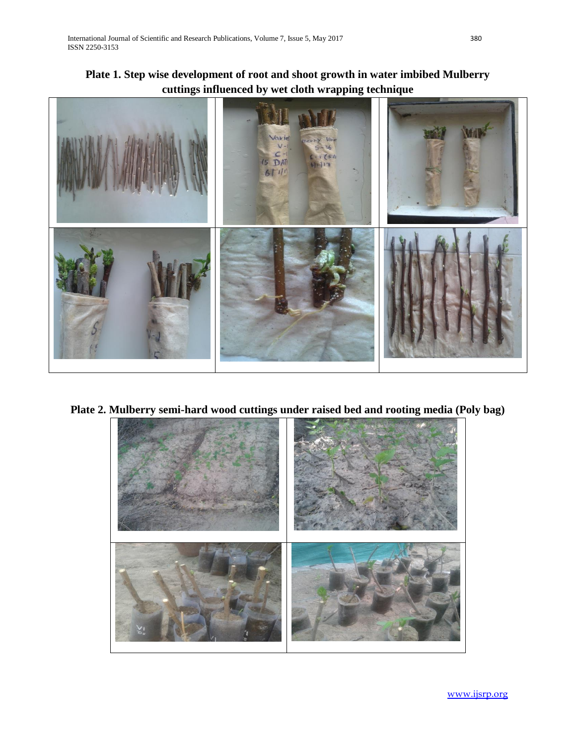**Plate 1. Step wise development of root and shoot growth in water imbibed Mulberry cuttings influenced by wet cloth wrapping technique**

**Plate 2. Mulberry semi-hard wood cuttings under raised bed and rooting media (Poly bag)**